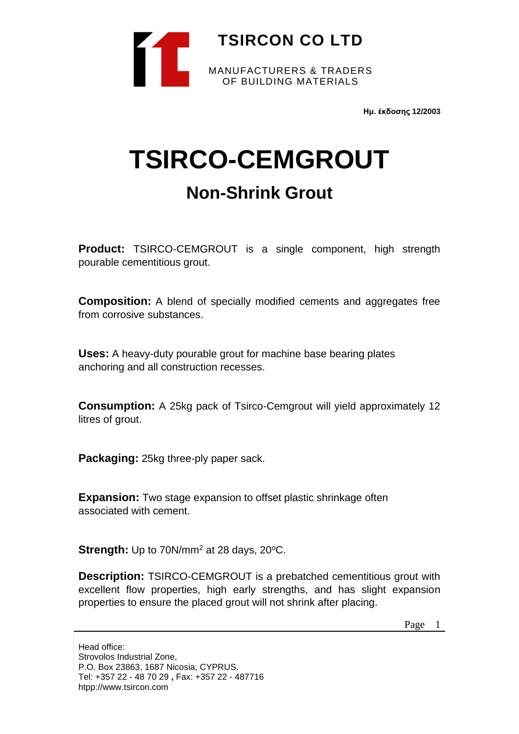**TSIRCON CO LTD**

MANUFACTURERS & TRADERS
OF BUILDING MATERIALS

**Ημ. έκδοσης 12/2003**

# TSIRCO-CEMGROUT

## Non-Shrink Grout

**Product:** TSIRCO-CEMGROUT is a single component, high strength pourable cementitious grout.

**Composition:** A blend of specially modified cements and aggregates free from corrosive substances.

**Uses:** A heavy-duty pourable grout for machine base bearing plates anchoring and all construction recesses.

**Consumption:** A 25kg pack of Tsirco-Cemgrout will yield approximately 12 litres of grout.

**Packaging:** 25kg three-ply paper sack.

**Expansion:** Two stage expansion to offset plastic shrinkage often associated with cement.

**Strength:** Up to 70N/mm$^2$ at 28 days, 20$^o$C.

**Description:** TSIRCO-CEMGROUT is a prebatched cementitious grout with excellent flow properties, high early strengths, and has slight expansion properties to ensure the placed grout will not shrink after placing.

Head office:
Strovolos Industrial Zone,
P.O. Box 23863, 1687 Nicosia, CYPRUS.
Tel: +357 22 - 48 70 29 **,** Fax: +357 22 - 487716
htpp://www.tsircon.com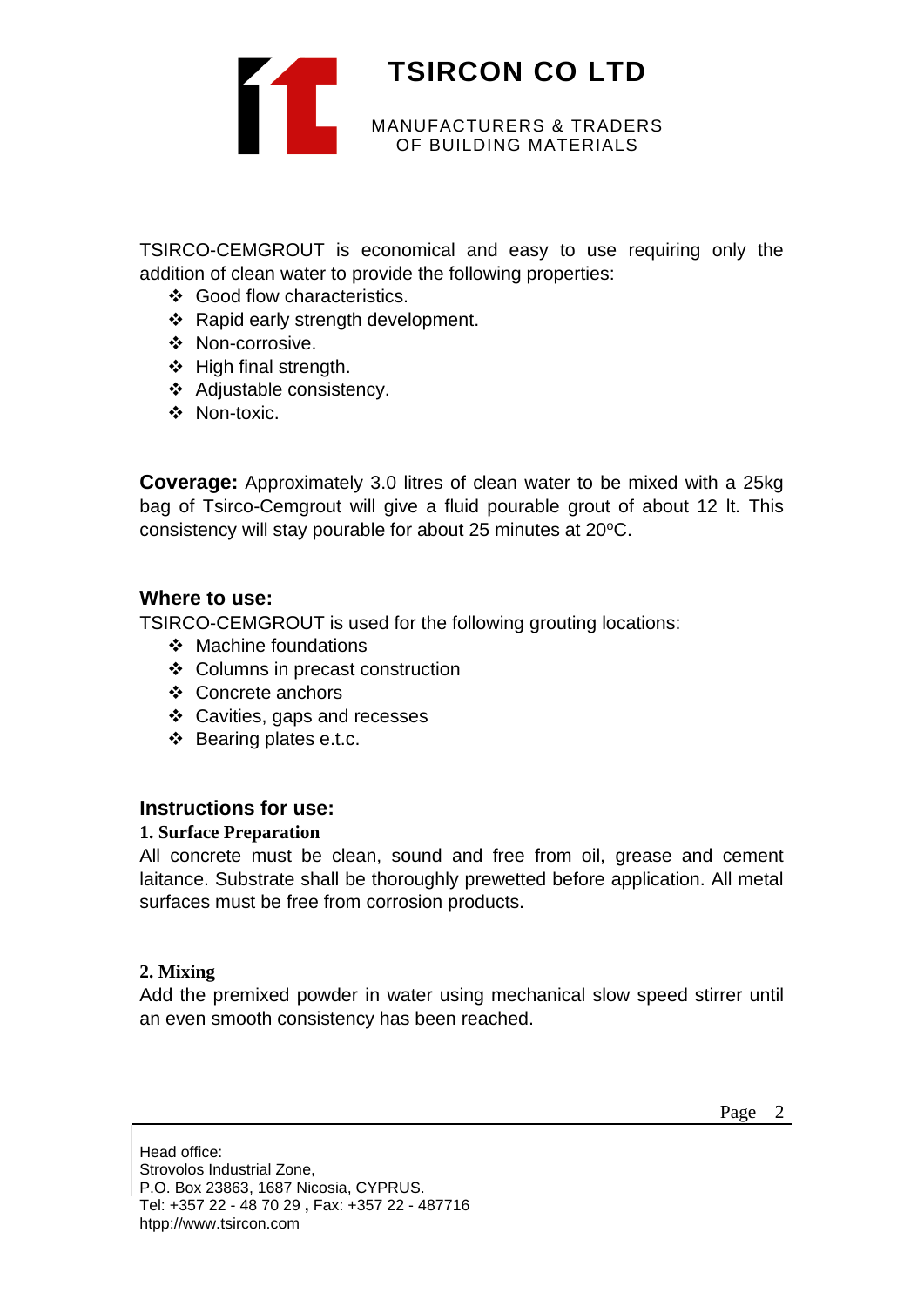TSIRCO-CEMGROUT is economical and easy to use requiring only the addition of clean water to provide the following properties:

- Good flow characteristics.
- Rapid early strength development.
- Non-corrosive.
- High final strength.
- Adjustable consistency.
- Non-toxic.

**Coverage:** Approximately 3.0 litres of clean water to be mixed with a 25kg bag of Tsirco-Cemgrout will give a fluid pourable grout of about 12 lt. This consistency will stay pourable for about 25 minutes at 20$^{o}$C.

## Where to use:

TSIRCO-CEMGROUT is used for the following grouting locations:

- Machine foundations
- Columns in precast construction
- Concrete anchors
- Cavities, gaps and recesses
- Bearing plates e.t.c.

## Instructions for use:

**1. Surface Preparation**

All concrete must be clean, sound and free from oil, grease and cement laitance. Substrate shall be thoroughly prewetted before application. All metal surfaces must be free from corrosion products.

**2. Mixing**

Add the premixed powder in water using mechanical slow speed stirrer until an even smooth consistency has been reached.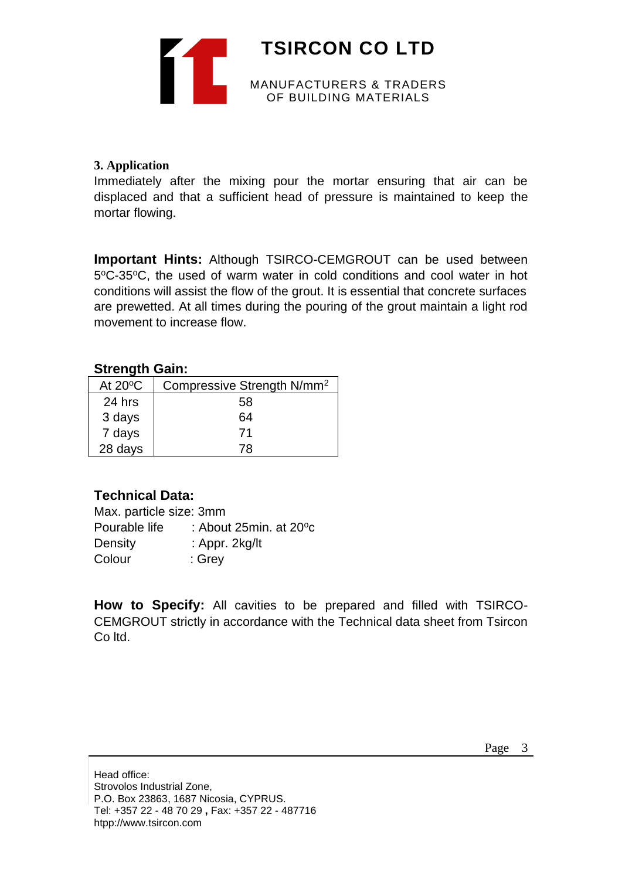### 3. Application

Immediately after the mixing pour the mortar ensuring that air can be displaced and that a sufficient head of pressure is maintained to keep the mortar flowing.

**Important Hints:** Although TSIRCO-CEMGROUT can be used between 5°C-35°C, the used of warm water in cold conditions and cool water in hot conditions will assist the flow of the grout. It is essential that concrete surfaces are prewetted. At all times during the pouring of the grout maintain a light rod movement to increase flow.

**Strength Gain:**

| At 20°C | Compressive Strength $N/mm^2$ |
|---|---|
| 24 hrs | 58 |
| 3 days | 64 |
| 7 days | 71 |
| 28 days | 78 |

**Technical Data:**

Max. particle size: 3mm
Pourable life : About 25min. at 20°c
Density : Appr. 2kg/lt
Colour : Grey

**How to Specify:** All cavities to be prepared and filled with TSIRCO-CEMGROUT strictly in accordance with the Technical data sheet from Tsircon Co ltd.